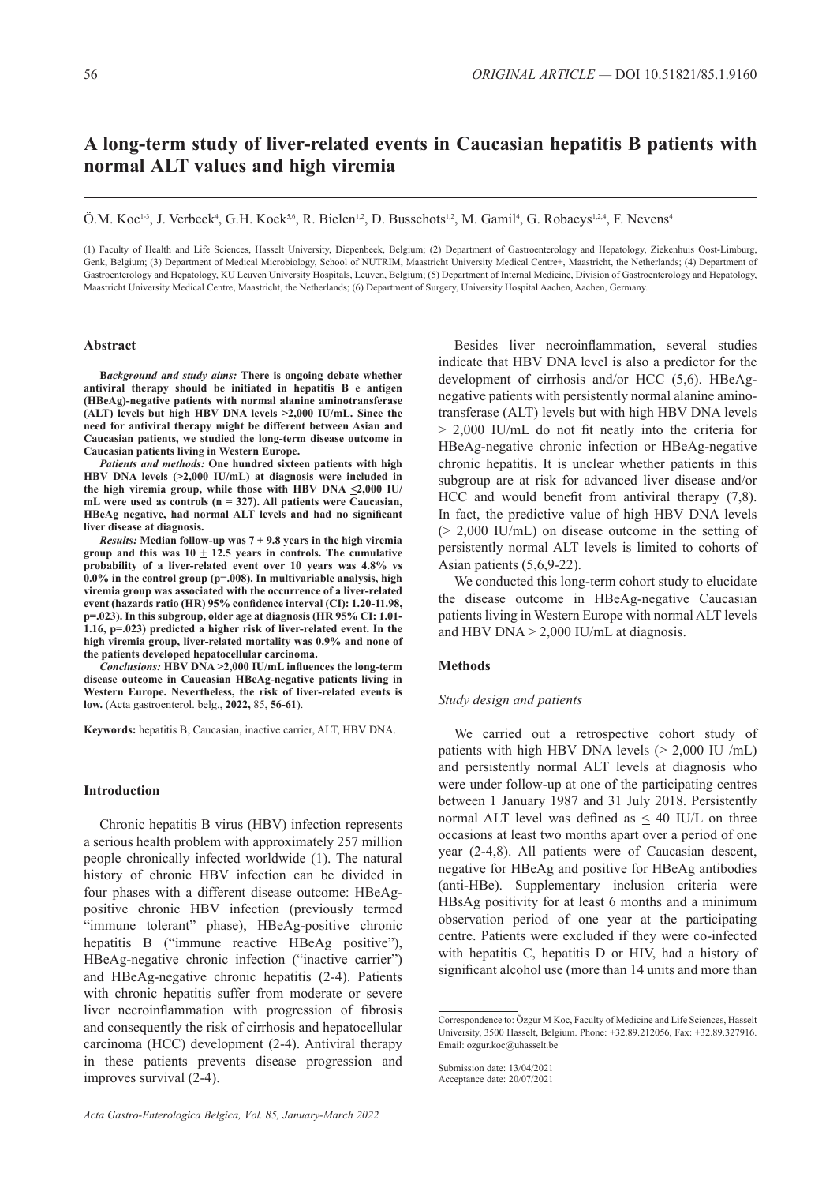# A long-term study of liver-related events in Caucasian hepatitis B patients with normal ALT values and high viremia

Ö.M. Koc[1-3], J. Verbeek[4], G.H. Koek[5,6], R. Bielen[1,2], D. Busschots[1,2], M. Gamil[4], G. Robaeys[1,2,4], F. Nevens[4]

(1) Faculty of Health and Life Sciences, Hasselt University, Diepenbeek, Belgium; (2) Department of Gastroenterology and Hepatology, Ziekenhuis Oost-Limburg, Genk, Belgium; (3) Department of Medical Microbiology, School of NUTRIM, Maastricht University Medical Centre+, Maastricht, the Netherlands; (4) Department of Gastroenterology and Hepatology, KU Leuven University Hospitals, Leuven, Belgium; (5) Department of Internal Medicine, Division of Gastroenterology and Hepatology, Maastricht University Medical Centre, Maastricht, the Netherlands; (6) Department of Surgery, University Hospital Aachen, Aachen, Germany.

## Abstract

***Background and study aims:*** **There is ongoing debate whether antiviral therapy should be initiated in hepatitis B e antigen (HBeAg)-negative patients with normal alanine aminotransferase (ALT) levels but high HBV DNA levels >2,000 IU/mL. Since the need for antiviral therapy might be different between Asian and Caucasian patients, we studied the long-term disease outcome in Caucasian patients living in Western Europe.**

***Patients and methods:*** **One hundred sixteen patients with high HBV DNA levels (>2,000 IU/mL) at diagnosis were included in the high viremia group, while those with HBV DNA ≤2,000 IU/mL were used as controls (n = 327). All patients were Caucasian, HBeAg negative, had normal ALT levels and had no significant liver disease at diagnosis.**

***Results:*** **Median follow-up was 7 ± 9.8 years in the high viremia group and this was 10 ± 12.5 years in controls. The cumulative probability of a liver-related event over 10 years was 4.8% vs 0.0% in the control group (p=.008). In multivariable analysis, high viremia group was associated with the occurrence of a liver-related event (hazards ratio (HR) 95% confidence interval (CI): 1.20-11.98, p=.023). In this subgroup, older age at diagnosis (HR 95% CI: 1.01-1.16, p=.023) predicted a higher risk of liver-related event. In the high viremia group, liver-related mortality was 0.9% and none of the patients developed hepatocellular carcinoma.**

***Conclusions:*** **HBV DNA >2,000 IU/mL influences the long-term disease outcome in Caucasian HBeAg-negative patients living in Western Europe. Nevertheless, the risk of liver-related events is low.** (Acta gastroenterol. belg., **2022,** 85, **56-61**).

**Keywords:** hepatitis B, Caucasian, inactive carrier, ALT, HBV DNA.

## Introduction

Chronic hepatitis B virus (HBV) infection represents a serious health problem with approximately 257 million people chronically infected worldwide (1). The natural history of chronic HBV infection can be divided in four phases with a different disease outcome: HBeAg-positive chronic HBV infection (previously termed "immune tolerant" phase), HBeAg-positive chronic hepatitis B ("immune reactive HBeAg positive"), HBeAg-negative chronic infection ("inactive carrier") and HBeAg-negative chronic hepatitis (2-4). Patients with chronic hepatitis suffer from moderate or severe liver necroinflammation with progression of fibrosis and consequently the risk of cirrhosis and hepatocellular carcinoma (HCC) development (2-4). Antiviral therapy in these patients prevents disease progression and improves survival (2-4).

Besides liver necroinflammation, several studies indicate that HBV DNA level is also a predictor for the development of cirrhosis and/or HCC (5,6). HBeAg-negative patients with persistently normal alanine aminotransferase (ALT) levels but with high HBV DNA levels > 2,000 IU/mL do not fit neatly into the criteria for HBeAg-negative chronic infection or HBeAg-negative chronic hepatitis. It is unclear whether patients in this subgroup are at risk for advanced liver disease and/or HCC and would benefit from antiviral therapy (7,8). In fact, the predictive value of high HBV DNA levels (> 2,000 IU/mL) on disease outcome in the setting of persistently normal ALT levels is limited to cohorts of Asian patients (5,6,9-22).

We conducted this long-term cohort study to elucidate the disease outcome in HBeAg-negative Caucasian patients living in Western Europe with normal ALT levels and HBV DNA > 2,000 IU/mL at diagnosis.

## Methods

### *Study design and patients*

We carried out a retrospective cohort study of patients with high HBV DNA levels (> 2,000 IU /mL) and persistently normal ALT levels at diagnosis who were under follow-up at one of the participating centres between 1 January 1987 and 31 July 2018. Persistently normal ALT level was defined as ≤ 40 IU/L on three occasions at least two months apart over a period of one year (2-4,8). All patients were of Caucasian descent, negative for HBeAg and positive for HBeAg antibodies (anti-HBe). Supplementary inclusion criteria were HBsAg positivity for at least 6 months and a minimum observation period of one year at the participating centre. Patients were excluded if they were co-infected with hepatitis C, hepatitis D or HIV, had a history of significant alcohol use (more than 14 units and more than

Correspondence to: Özgür M Koc, Faculty of Medicine and Life Sciences, Hasselt University, 3500 Hasselt, Belgium. Phone: +32.89.212056, Fax: +32.89.327916. Email: ozgur.koc@uhasselt.be

Submission date: 13/04/2021
Acceptance date: 20/07/2021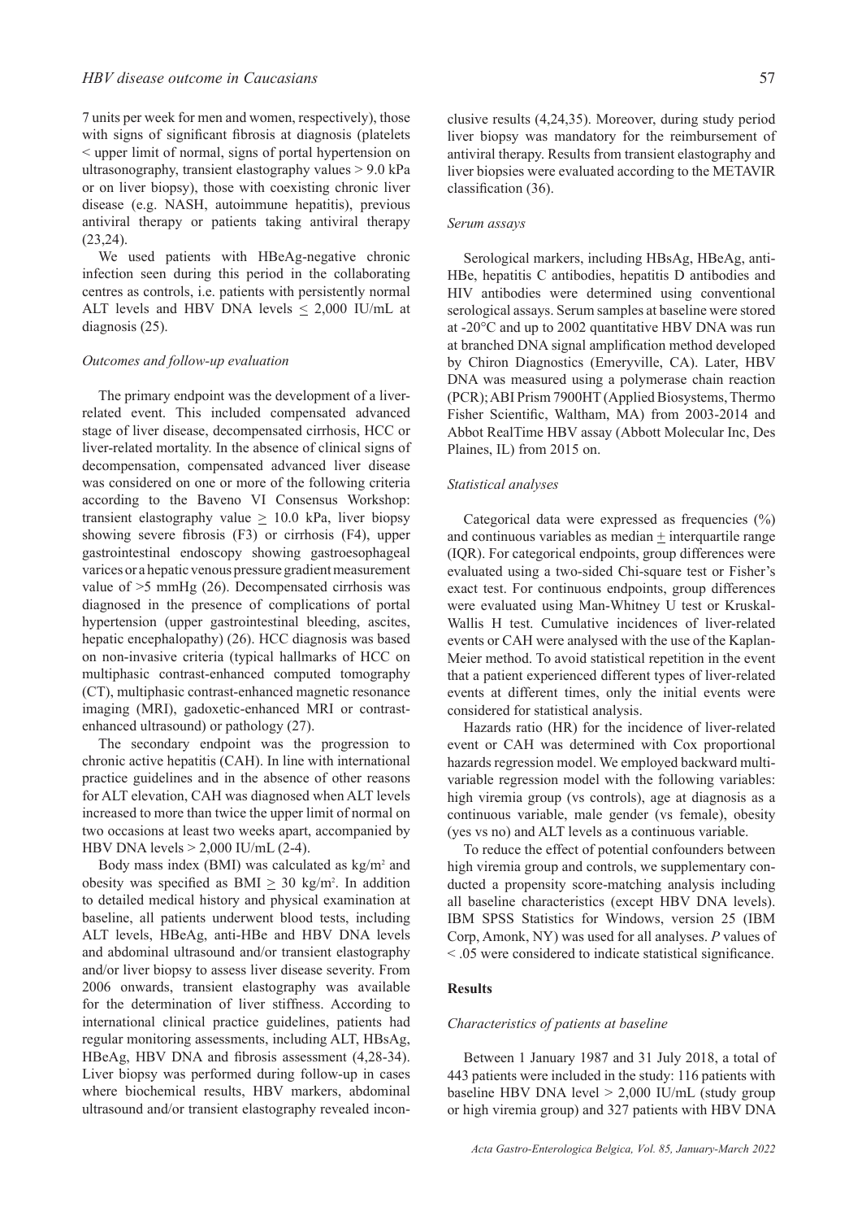7 units per week for men and women, respectively), those with signs of significant fibrosis at diagnosis (platelets < upper limit of normal, signs of portal hypertension on ultrasonography, transient elastography values > 9.0 kPa or on liver biopsy), those with coexisting chronic liver disease (e.g. NASH, autoimmune hepatitis), previous antiviral therapy or patients taking antiviral therapy (23,24).

We used patients with HBeAg-negative chronic infection seen during this period in the collaborating centres as controls, i.e. patients with persistently normal ALT levels and HBV DNA levels $\leq$ 2,000 IU/mL at diagnosis (25).

### *Outcomes and follow-up evaluation*

The primary endpoint was the development of a liver-related event. This included compensated advanced stage of liver disease, decompensated cirrhosis, HCC or liver-related mortality. In the absence of clinical signs of decompensation, compensated advanced liver disease was considered on one or more of the following criteria according to the Baveno VI Consensus Workshop: transient elastography value $\geq$ 10.0 kPa, liver biopsy showing severe fibrosis (F3) or cirrhosis (F4), upper gastrointestinal endoscopy showing gastroesophageal varices or a hepatic venous pressure gradient measurement value of >5 mmHg (26). Decompensated cirrhosis was diagnosed in the presence of complications of portal hypertension (upper gastrointestinal bleeding, ascites, hepatic encephalopathy) (26). HCC diagnosis was based on non-invasive criteria (typical hallmarks of HCC on multiphasic contrast-enhanced computed tomography (CT), multiphasic contrast-enhanced magnetic resonance imaging (MRI), gadoxetic-enhanced MRI or contrast-enhanced ultrasound) or pathology (27).

The secondary endpoint was the progression to chronic active hepatitis (CAH). In line with international practice guidelines and in the absence of other reasons for ALT elevation, CAH was diagnosed when ALT levels increased to more than twice the upper limit of normal on two occasions at least two weeks apart, accompanied by HBV DNA levels > 2,000 IU/mL (2-4).

Body mass index (BMI) was calculated as kg/m$^2$ and obesity was specified as BMI $\geq$ 30 kg/m$^2$. In addition to detailed medical history and physical examination at baseline, all patients underwent blood tests, including ALT levels, HBeAg, anti-HBe and HBV DNA levels and abdominal ultrasound and/or transient elastography and/or liver biopsy to assess liver disease severity. From 2006 onwards, transient elastography was available for the determination of liver stiffness. According to international clinical practice guidelines, patients had regular monitoring assessments, including ALT, HBsAg, HBeAg, HBV DNA and fibrosis assessment (4,28-34). Liver biopsy was performed during follow-up in cases where biochemical results, HBV markers, abdominal ultrasound and/or transient elastography revealed inconclusive results (4,24,35). Moreover, during study period liver biopsy was mandatory for the reimbursement of antiviral therapy. Results from transient elastography and liver biopsies were evaluated according to the METAVIR classification (36).

### *Serum assays*

Serological markers, including HBsAg, HBeAg, anti-HBe, hepatitis C antibodies, hepatitis D antibodies and HIV antibodies were determined using conventional serological assays. Serum samples at baseline were stored at -20°C and up to 2002 quantitative HBV DNA was run at branched DNA signal amplification method developed by Chiron Diagnostics (Emeryville, CA). Later, HBV DNA was measured using a polymerase chain reaction (PCR); ABI Prism 7900HT (Applied Biosystems, Thermo Fisher Scientific, Waltham, MA) from 2003-2014 and Abbot RealTime HBV assay (Abbott Molecular Inc, Des Plaines, IL) from 2015 on.

### *Statistical analyses*

Categorical data were expressed as frequencies (%) and continuous variables as median $\pm$ interquartile range (IQR). For categorical endpoints, group differences were evaluated using a two-sided Chi-square test or Fisher's exact test. For continuous endpoints, group differences were evaluated using Man-Whitney U test or Kruskal-Wallis H test. Cumulative incidences of liver-related events or CAH were analysed with the use of the Kaplan-Meier method. To avoid statistical repetition in the event that a patient experienced different types of liver-related events at different times, only the initial events were considered for statistical analysis.

Hazards ratio (HR) for the incidence of liver-related event or CAH was determined with Cox proportional hazards regression model. We employed backward multivariable regression model with the following variables: high viremia group (vs controls), age at diagnosis as a continuous variable, male gender (vs female), obesity (yes vs no) and ALT levels as a continuous variable.

To reduce the effect of potential confounders between high viremia group and controls, we supplementary conducted a propensity score-matching analysis including all baseline characteristics (except HBV DNA levels). IBM SPSS Statistics for Windows, version 25 (IBM Corp, Amonk, NY) was used for all analyses. *P* values of < .05 were considered to indicate statistical significance.

## Results

### *Characteristics of patients at baseline*

Between 1 January 1987 and 31 July 2018, a total of 443 patients were included in the study: 116 patients with baseline HBV DNA level > 2,000 IU/mL (study group or high viremia group) and 327 patients with HBV DNA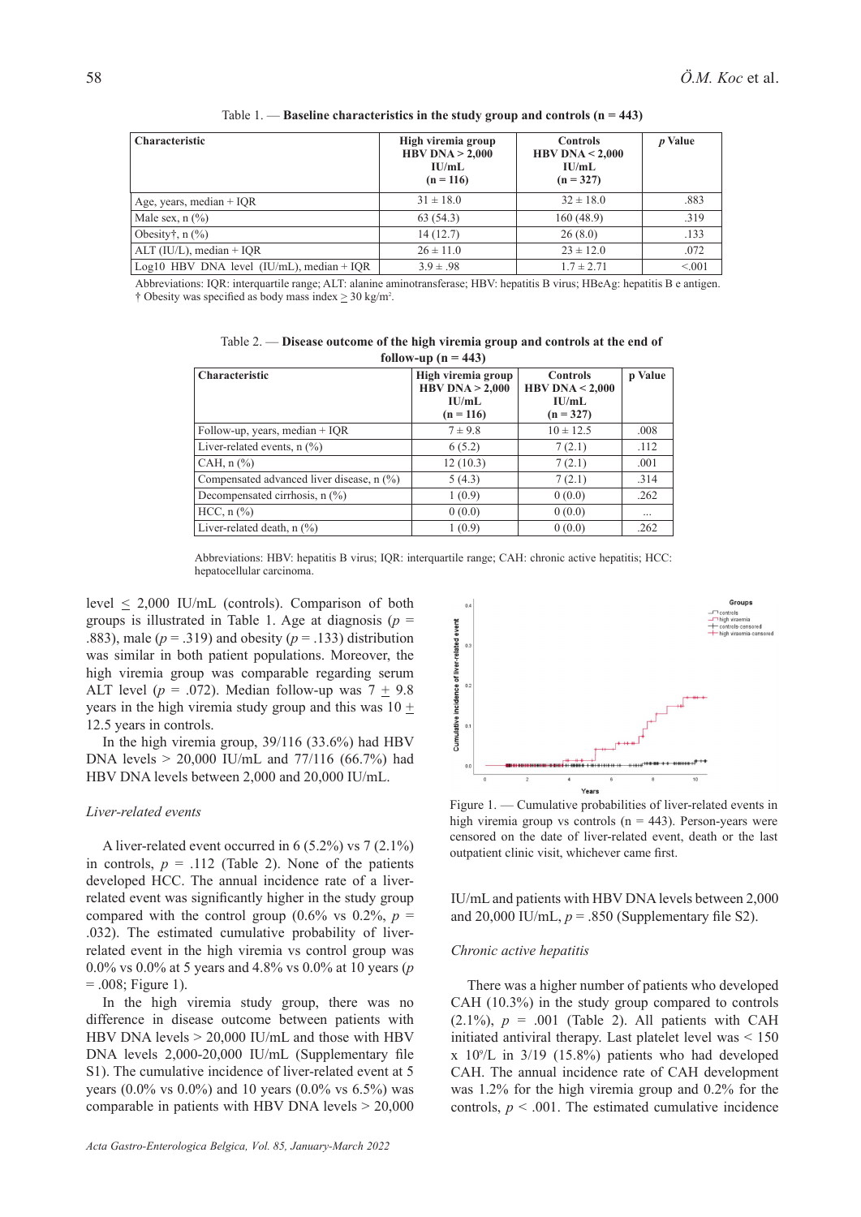Table 1. — **Baseline characteristics in the study group and controls (n = 443)**

| Characteristic | High viremia group HBV DNA > 2,000 IU/mL (n = 116) | Controls HBV DNA < 2,000 IU/mL (n = 327) | *p* Value |
|---|---|---|---|
| Age, years, median + IQR | 31 ± 18.0 | 32 ± 18.0 | .883 |
| Male sex, n (%) | 63 (54.3) | 160 (48.9) | .319 |
| Obesity†, n (%) | 14 (12.7) | 26 (8.0) | .133 |
| ALT (IU/L), median + IQR | 26 ± 11.0 | 23 ± 12.0 | .072 |
| Log10 HBV DNA level (IU/mL), median + IQR | 3.9 ± .98 | 1.7 ± 2.71 | <.001 |

Abbreviations: IQR: interquartile range; ALT: alanine aminotransferase; HBV: hepatitis B virus; HBeAg: hepatitis B e antigen.
† Obesity was specified as body mass index ≥ 30 kg/m².

Table 2. — **Disease outcome of the high viremia group and controls at the end of follow-up (n = 443)**

| Characteristic | High viremia group HBV DNA > 2,000 IU/mL (n = 116) | Controls HBV DNA < 2,000 IU/mL (n = 327) | p Value |
|---|---|---|---|
| Follow-up, years, median + IQR | 7 ± 9.8 | 10 ± 12.5 | .008 |
| Liver-related events, n (%) | 6 (5.2) | 7 (2.1) | .112 |
| CAH, n (%) | 12 (10.3) | 7 (2.1) | .001 |
| Compensated advanced liver disease, n (%) | 5 (4.3) | 7 (2.1) | .314 |
| Decompensated cirrhosis, n (%) | 1 (0.9) | 0 (0.0) | .262 |
| HCC, n (%) | 0 (0.0) | 0 (0.0) | ... |
| Liver-related death, n (%) | 1 (0.9) | 0 (0.0) | .262 |

Abbreviations: HBV: hepatitis B virus; IQR: interquartile range; CAH: chronic active hepatitis; HCC: hepatocellular carcinoma.

level ≤ 2,000 IU/mL (controls). Comparison of both groups is illustrated in Table 1. Age at diagnosis (*p* = .883), male (*p* = .319) and obesity (*p* = .133) distribution was similar in both patient populations. Moreover, the high viremia group was comparable regarding serum ALT level (*p* = .072). Median follow-up was 7 ± 9.8 years in the high viremia study group and this was 10 ± 12.5 years in controls.

In the high viremia group, 39/116 (33.6%) had HBV DNA levels > 20,000 IU/mL and 77/116 (66.7%) had HBV DNA levels between 2,000 and 20,000 IU/mL.

### *Liver-related events*

A liver-related event occurred in 6 (5.2%) vs 7 (2.1%) in controls, *p* = .112 (Table 2). None of the patients developed HCC. The annual incidence rate of a liver-related event was significantly higher in the study group compared with the control group (0.6% vs 0.2%, *p* = .032). The estimated cumulative probability of liver-related event in the high viremia vs control group was 0.0% vs 0.0% at 5 years and 4.8% vs 0.0% at 10 years (*p* = .008; Figure 1).

In the high viremia study group, there was no difference in disease outcome between patients with HBV DNA levels > 20,000 IU/mL and those with HBV DNA levels 2,000-20,000 IU/mL (Supplementary file S1). The cumulative incidence of liver-related event at 5 years (0.0% vs 0.0%) and 10 years (0.0% vs 6.5%) was comparable in patients with HBV DNA levels > 20,000 IU/mL and patients with HBV DNA levels between 2,000 and 20,000 IU/mL, *p* = .850 (Supplementary file S2).

Figure 1. — Cumulative probabilities of liver-related events in high viremia group vs controls (n = 443). Person-years were censored on the date of liver-related event, death or the last outpatient clinic visit, whichever came first.

### *Chronic active hepatitis*

There was a higher number of patients who developed CAH (10.3%) in the study group compared to controls (2.1%), *p* = .001 (Table 2). All patients with CAH initiated antiviral therapy. Last platelet level was < 150 x $10^9$/L in 3/19 (15.8%) patients who had developed CAH. The annual incidence rate of CAH development was 1.2% for the high viremia group and 0.2% for the controls, *p* < .001. The estimated cumulative incidence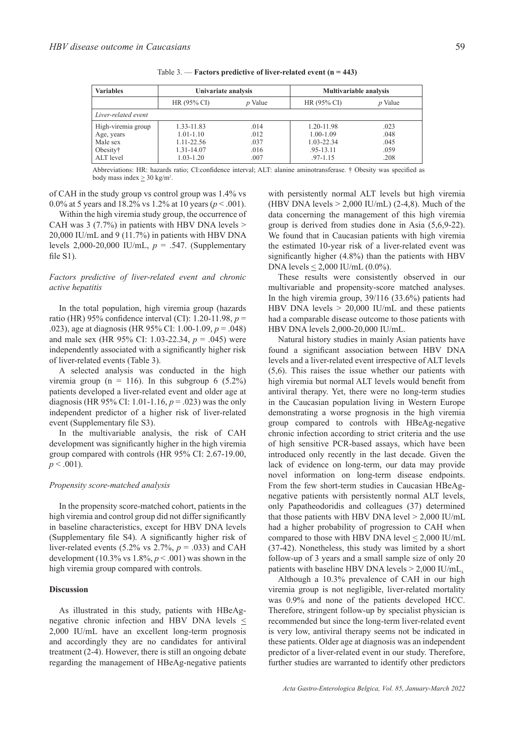Table 3. — **Factors predictive of liver-related event (n = 443)**

| Variables | Univariate analysis | | Multivariable analysis | |
|---|---|---|---|---|
| | HR (95% CI) | *p* Value | HR (95% CI) | *p* Value |
| *Liver-related event* | | | | |
| High-viremia group | 1.33-11.83 | .014 | 1.20-11.98 | .023 |
| Age, years | 1.01-1.10 | .012 | 1.00-1.09 | .048 |
| Male sex | 1.11-22.56 | .037 | 1.03-22.34 | .045 |
| Obesity† | 1.31-14.07 | .016 | .95-13.11 | .059 |
| ALT level | 1.03-1.20 | .007 | .97-1.15 | .208 |

Abbreviations: HR: hazards ratio; CI:confidence interval; ALT: alanine aminotransferase. † Obesity was specified as body mass index ≥ 30 kg/m².

of CAH in the study group vs control group was 1.4% vs 0.0% at 5 years and 18.2% vs 1.2% at 10 years ($p < .001$).

Within the high viremia study group, the occurrence of CAH was 3 (7.7%) in patients with HBV DNA levels > 20,000 IU/mL and 9 (11.7%) in patients with HBV DNA levels 2,000-20,000 IU/mL, $p = .547$. (Supplementary file S1).

### *Factors predictive of liver-related event and chronic active hepatitis*

In the total population, high viremia group (hazards ratio (HR) 95% confidence interval (CI): 1.20-11.98, $p = .023$), age at diagnosis (HR 95% CI: 1.00-1.09, $p = .048$) and male sex (HR 95% CI: 1.03-22.34, $p = .045$) were independently associated with a significantly higher risk of liver-related events (Table 3).

A selected analysis was conducted in the high viremia group (n = 116). In this subgroup 6 (5.2%) patients developed a liver-related event and older age at diagnosis (HR 95% CI: 1.01-1.16, $p = .023$) was the only independent predictor of a higher risk of liver-related event (Supplementary file S3).

In the multivariable analysis, the risk of CAH development was significantly higher in the high viremia group compared with controls (HR 95% CI: 2.67-19.00, $p < .001$).

### *Propensity score-matched analysis*

In the propensity score-matched cohort, patients in the high viremia and control group did not differ significantly in baseline characteristics, except for HBV DNA levels (Supplementary file S4). A significantly higher risk of liver-related events (5.2% vs 2.7%, $p = .033$) and CAH development (10.3% vs 1.8%, $p < .001$) was shown in the high viremia group compared with controls.

## Discussion

As illustrated in this study, patients with HBeAg-negative chronic infection and HBV DNA levels ≤ 2,000 IU/mL have an excellent long-term prognosis and accordingly they are no candidates for antiviral treatment (2-4). However, there is still an ongoing debate regarding the management of HBeAg-negative patients with persistently normal ALT levels but high viremia (HBV DNA levels > 2,000 IU/mL) (2-4,8). Much of the data concerning the management of this high viremia group is derived from studies done in Asia (5,6,9-22). We found that in Caucasian patients with high viremia the estimated 10-year risk of a liver-related event was significantly higher (4.8%) than the patients with HBV DNA levels ≤ 2,000 IU/mL (0.0%).

These results were consistently observed in our multivariable and propensity-score matched analyses. In the high viremia group, 39/116 (33.6%) patients had HBV DNA levels > 20,000 IU/mL and these patients had a comparable disease outcome to those patients with HBV DNA levels 2,000-20,000 IU/mL.

Natural history studies in mainly Asian patients have found a significant association between HBV DNA levels and a liver-related event irrespective of ALT levels (5,6). This raises the issue whether our patients with high viremia but normal ALT levels would benefit from antiviral therapy. Yet, there were no long-term studies in the Caucasian population living in Western Europe demonstrating a worse prognosis in the high viremia group compared to controls with HBeAg-negative chronic infection according to strict criteria and the use of high sensitive PCR-based assays, which have been introduced only recently in the last decade. Given the lack of evidence on long-term, our data may provide novel information on long-term disease endpoints. From the few short-term studies in Caucasian HBeAg-negative patients with persistently normal ALT levels, only Papatheodoridis and colleagues (37) determined that those patients with HBV DNA level > 2,000 IU/mL had a higher probability of progression to CAH when compared to those with HBV DNA level ≤ 2,000 IU/mL (37-42). Nonetheless, this study was limited by a short follow-up of 3 years and a small sample size of only 20 patients with baseline HBV DNA levels > 2,000 IU/mL.

Although a 10.3% prevalence of CAH in our high viremia group is not negligible, liver-related mortality was 0.9% and none of the patients developed HCC. Therefore, stringent follow-up by specialist physician is recommended but since the long-term liver-related event is very low, antiviral therapy seems not be indicated in these patients. Older age at diagnosis was an independent predictor of a liver-related event in our study. Therefore, further studies are warranted to identify other predictors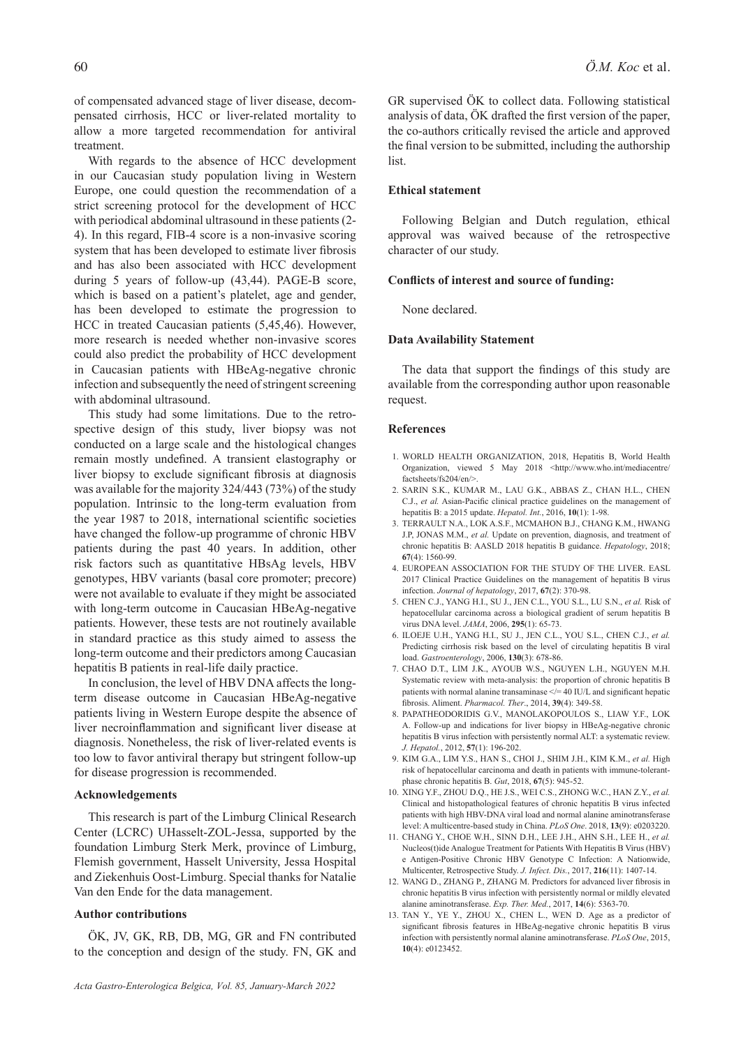of compensated advanced stage of liver disease, decompensated cirrhosis, HCC or liver-related mortality to allow a more targeted recommendation for antiviral treatment.

With regards to the absence of HCC development in our Caucasian study population living in Western Europe, one could question the recommendation of a strict screening protocol for the development of HCC with periodical abdominal ultrasound in these patients (2-4). In this regard, FIB-4 score is a non-invasive scoring system that has been developed to estimate liver fibrosis and has also been associated with HCC development during 5 years of follow-up (43,44). PAGE-B score, which is based on a patient's platelet, age and gender, has been developed to estimate the progression to HCC in treated Caucasian patients (5,45,46). However, more research is needed whether non-invasive scores could also predict the probability of HCC development in Caucasian patients with HBeAg-negative chronic infection and subsequently the need of stringent screening with abdominal ultrasound.

This study had some limitations. Due to the retrospective design of this study, liver biopsy was not conducted on a large scale and the histological changes remain mostly undefined. A transient elastography or liver biopsy to exclude significant fibrosis at diagnosis was available for the majority 324/443 (73%) of the study population. Intrinsic to the long-term evaluation from the year 1987 to 2018, international scientific societies have changed the follow-up programme of chronic HBV patients during the past 40 years. In addition, other risk factors such as quantitative HBsAg levels, HBV genotypes, HBV variants (basal core promoter; precore) were not available to evaluate if they might be associated with long-term outcome in Caucasian HBeAg-negative patients. However, these tests are not routinely available in standard practice as this study aimed to assess the long-term outcome and their predictors among Caucasian hepatitis B patients in real-life daily practice.

In conclusion, the level of HBV DNA affects the long-term disease outcome in Caucasian HBeAg-negative patients living in Western Europe despite the absence of liver necroinflammation and significant liver disease at diagnosis. Nonetheless, the risk of liver-related events is too low to favor antiviral therapy but stringent follow-up for disease progression is recommended.

### Acknowledgements

This research is part of the Limburg Clinical Research Center (LCRC) UHasselt-ZOL-Jessa, supported by the foundation Limburg Sterk Merk, province of Limburg, Flemish government, Hasselt University, Jessa Hospital and Ziekenhuis Oost-Limburg. Special thanks for Natalie Van den Ende for the data management.

### Author contributions

ÖK, JV, GK, RB, DB, MG, GR and FN contributed to the conception and design of the study. FN, GK and GR supervised ÖK to collect data. Following statistical analysis of data, ÖK drafted the first version of the paper, the co-authors critically revised the article and approved the final version to be submitted, including the authorship list.

### Ethical statement

Following Belgian and Dutch regulation, ethical approval was waived because of the retrospective character of our study.

### Conflicts of interest and source of funding:

None declared.

### Data Availability Statement

The data that support the findings of this study are available from the corresponding author upon reasonable request.

### References

1. WORLD HEALTH ORGANIZATION, 2018, Hepatitis B, World Health Organization, viewed 5 May 2018 <http://www.who.int/mediacentre/factsheets/fs204/en/>.
2. SARIN S.K., KUMAR M., LAU G.K., ABBAS Z., CHAN H.L., CHEN C.J., *et al.* Asian-Pacific clinical practice guidelines on the management of hepatitis B: a 2015 update. *Hepatol. Int.*, 2016, **10**(1): 1-98.
3. TERRAULT N.A., LOK A.S.F., MCMAHON B.J., CHANG K.M., HWANG J.P, JONAS M.M., *et al.* Update on prevention, diagnosis, and treatment of chronic hepatitis B: AASLD 2018 hepatitis B guidance. *Hepatology*, 2018; **67**(4): 1560-99.
4. EUROPEAN ASSOCIATION FOR THE STUDY OF THE LIVER. EASL 2017 Clinical Practice Guidelines on the management of hepatitis B virus infection. *Journal of hepatology*, 2017, **67**(2): 370-98.
5. CHEN C.J., YANG H.I., SU J., JEN C.L., YOU S.L., LU S.N., *et al.* Risk of hepatocellular carcinoma across a biological gradient of serum hepatitis B virus DNA level. *JAMA*, 2006, **295**(1): 65-73.
6. ILOEJE U.H., YANG H.I., SU J., JEN C.L., YOU S.L., CHEN C.J., *et al.* Predicting cirrhosis risk based on the level of circulating hepatitis B viral load. *Gastroenterology*, 2006, **130**(3): 678-86.
7. CHAO D.T., LIM J.K., AYOUB W.S., NGUYEN L.H., NGUYEN M.H. Systematic review with meta-analysis: the proportion of chronic hepatitis B patients with normal alanine transaminase </= 40 IU/L and significant hepatic fibrosis. Aliment. *Pharmacol. Ther*., 2014, **39**(4): 349-58.
8. PAPATHEODORIDIS G.V., MANOLAKOPOULOS S., LIAW Y.F., LOK A. Follow-up and indications for liver biopsy in HBeAg-negative chronic hepatitis B virus infection with persistently normal ALT: a systematic review. *J. Hepatol.*, 2012, **57**(1): 196-202.
9. KIM G.A., LIM Y.S., HAN S., CHOI J., SHIM J.H., KIM K.M., *et al.* High risk of hepatocellular carcinoma and death in patients with immune-tolerant-phase chronic hepatitis B. *Gut*, 2018, **67**(5): 945-52.
10. XING Y.F., ZHOU D.Q., HE J.S., WEI C.S., ZHONG W.C., HAN Z.Y., *et al.* Clinical and histopathological features of chronic hepatitis B virus infected patients with high HBV-DNA viral load and normal alanine aminotransferase level: A multicentre-based study in China. *PLoS One*. 2018, **13**(9): e0203220.
11. CHANG Y., CHOE W.H., SINN D.H., LEE J.H., AHN S.H., LEE H., *et al.* Nucleos(t)ide Analogue Treatment for Patients With Hepatitis B Virus (HBV) e Antigen-Positive Chronic HBV Genotype C Infection: A Nationwide, Multicenter, Retrospective Study. *J. Infect. Dis.*, 2017, **216**(11): 1407-14.
12. WANG D., ZHANG P., ZHANG M. Predictors for advanced liver fibrosis in chronic hepatitis B virus infection with persistently normal or mildly elevated alanine aminotransferase. *Exp. Ther. Med.*, 2017, **14**(6): 5363-70.
13. TAN Y., YE Y., ZHOU X., CHEN L., WEN D. Age as a predictor of significant fibrosis features in HBeAg-negative chronic hepatitis B virus infection with persistently normal alanine aminotransferase. *PLoS One*, 2015, **10**(4): e0123452.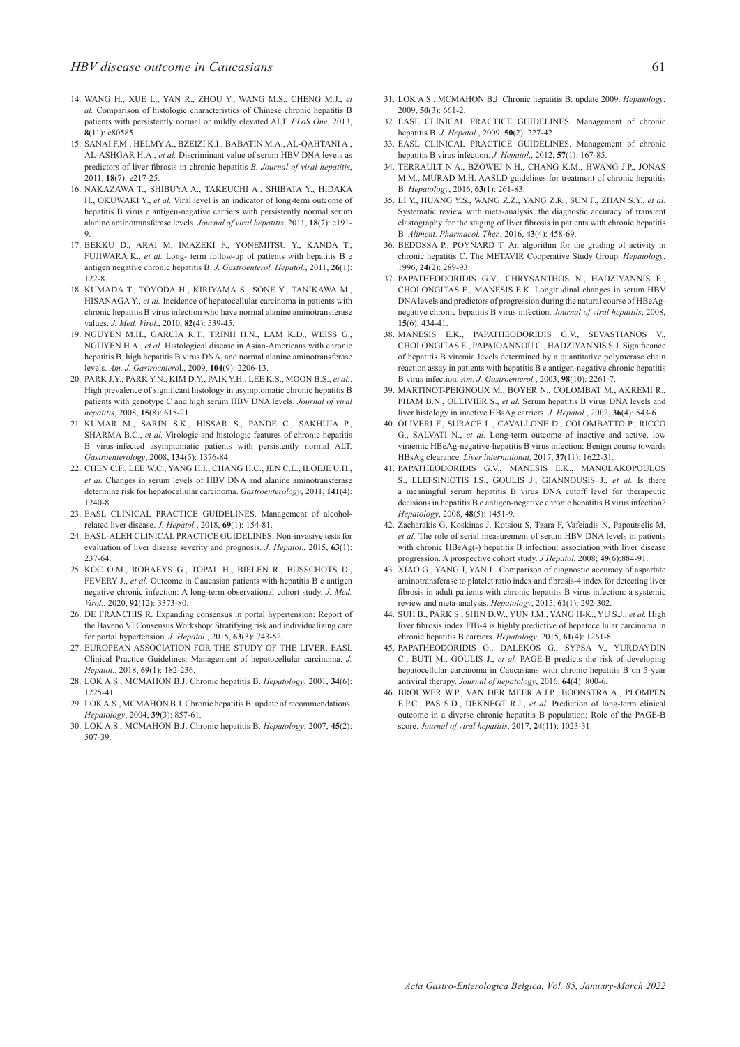14. WANG H., XUE L., YAN R., ZHOU Y., WANG M.S., CHENG M.J., *et al.* Comparison of histologic characteristics of Chinese chronic hepatitis B patients with persistently normal or mildly elevated ALT. *PLoS One*, 2013, **8**(11): e80585.
15. SANAI F.M., HELMY A., BZEIZI K.I., BABATIN M.A., AL-QAHTANI A., AL-ASHGAR H.A., *et al.* Discriminant value of serum HBV DNA levels as predictors of liver fibrosis in chronic hepatitis *B. Journal of viral hepatitis*, 2011, **18**(7): e217-25.
16. NAKAZAWA T., SHIBUYA A., TAKEUCHI A., SHIBATA Y., HIDAKA H., OKUWAKI Y., *et al.* Viral level is an indicator of long-term outcome of hepatitis B virus e antigen-negative carriers with persistently normal serum alanine aminotransferase levels. *Journal of viral hepatitis*, 2011, **18**(7): e191-9.
17. BEKKU D., ARAI M, IMAZEKI F., YONEMITSU Y., KANDA T., FUJIWARA K., *et al.* Long- term follow-up of patients with hepatitis B e antigen negative chronic hepatitis B. *J. Gastroenterol. Hepatol*., 2011, **26**(1): 122-8.
18. KUMADA T., TOYODA H., KIRIYAMA S., SONE Y., TANIKAWA M., HISANAGA Y., *et al.* Incidence of hepatocellular carcinoma in patients with chronic hepatitis B virus infection who have normal alanine aminotransferase values. *J. Med. Virol*., 2010, **82**(4): 539-45.
19. NGUYEN M.H., GARCIA R.T., TRINH H.N., LAM K.D., WEISS G., NGUYEN H.A., *et al.* Histological disease in Asian-Americans with chronic hepatitis B, high hepatitis B virus DNA, and normal alanine aminotransferase levels. *Am. J. Gastroenterol*., 2009, **104**(9): 2206-13.
20. PARK J.Y., PARK Y.N., KIM D.Y., PAIK Y.H., LEE K.S., MOON B.S., *et al.*. High prevalence of significant histology in asymptomatic chronic hepatitis B patients with genotype C and high serum HBV DNA levels. *Journal of viral hepatitis*, 2008, **15**(8): 615-21.
21. KUMAR M., SARIN S.K., HISSAR S., PANDE C., SAKHUJA P., SHARMA B.C., *et al.* Virologic and histologic features of chronic hepatitis B virus-infected asymptomatic patients with persistently normal ALT. *Gastroenterology*, 2008, **134**(5): 1376-84.
22. CHEN C.F., LEE W.C., YANG H.I., CHANG H.C., JEN C.L., ILOEJE U.H., *et al.* Changes in serum levels of HBV DNA and alanine aminotransferase determine risk for hepatocellular carcinoma. *Gastroenterology*, 2011, **141**(4): 1240-8.
23. EASL CLINICAL PRACTICE GUIDELINES. Management of alcohol-related liver disease. *J. Hepatol.*, 2018, **69**(1): 154-81.
24. EASL-ALEH CLINICAL PRACTICE GUIDELINES. Non-invasive tests for evaluation of liver disease severity and prognosis. *J. Hepatol*., 2015, **63**(1): 237-64.
25. KOC O.M., ROBAEYS G., TOPAL H., BIELEN R., BUSSCHOTS D., FEVERY J., *et al.* Outcome in Caucasian patients with hepatitis B e antigen negative chronic infection: A long-term observational cohort study. *J. Med. Virol.*, 2020, **92**(12): 3373-80.
26. DE FRANCHIS R. Expanding consensus in portal hypertension: Report of the Baveno VI Consensus Workshop: Stratifying risk and individualizing care for portal hypertension. *J. Hepatol.*, 2015, **63**(3): 743-52.
27. EUROPEAN ASSOCIATION FOR THE STUDY OF THE LIVER. EASL Clinical Practice Guidelines: Management of hepatocellular carcinoma. *J. Hepatol*., 2018, **69**(1): 182-236.
28. LOK A.S., MCMAHON B.J. Chronic hepatitis B. *Hepatology*, 2001, **34**(6): 1225-41.
29. LOK A.S., MCMAHON B.J. Chronic hepatitis B: update of recommendations. *Hepatology*, 2004, **39**(3): 857-61.
30. LOK A.S., MCMAHON B.J. Chronic hepatitis B. *Hepatology*, 2007, **45**(2): 507-39.
31. LOK A.S., MCMAHON B.J. Chronic hepatitis B: update 2009. *Hepatology*, 2009, **50**(3): 661-2.
32. EASL CLINICAL PRACTICE GUIDELINES. Management of chronic hepatitis B. *J. Hepatol.*, 2009, **50**(2): 227-42.
33. EASL CLINICAL PRACTICE GUIDELINES. Management of chronic hepatitis B virus infection. *J. Hepatol*., 2012, **57**(1): 167-85.
34. TERRAULT N.A., BZOWEJ N.H., CHANG K.M., HWANG J.P., JONAS M.M., MURAD M.H. AASLD guidelines for treatment of chronic hepatitis B. *Hepatology*, 2016, **63**(1): 261-83.
35. LI Y., HUANG Y.S., WANG Z.Z., YANG Z.R., SUN F., ZHAN S.Y., *et al.* Systematic review with meta-analysis: the diagnostic accuracy of transient elastography for the staging of liver fibrosis in patients with chronic hepatitis B. *Aliment. Pharmacol. Ther.*, 2016, **43**(4): 458-69.
36. BEDOSSA P., POYNARD T. An algorithm for the grading of activity in chronic hepatitis C. The METAVIR Cooperative Study Group. *Hepatology*, 1996, **24**(2): 289-93.
37. PAPATHEODORIDIS G.V., CHRYSANTHOS N., HADZIYANNIS E., CHOLONGITAS E., MANESIS E.K. Longitudinal changes in serum HBV DNA levels and predictors of progression during the natural course of HBeAg-negative chronic hepatitis B virus infection. *Journal of viral hepatitis*, 2008, **15**(6): 434-41.
38. MANESIS E.K., PAPATHEODORIDIS G.V., SEVASTIANOS V., CHOLONGITAS E., PAPAIOANNOU C., HADZIYANNIS S.J. Significance of hepatitis B viremia levels determined by a quantitative polymerase chain reaction assay in patients with hepatitis B e antigen-negative chronic hepatitis B virus infection. *Am. J. Gastroenterol.*, 2003, **98**(10): 2261-7.
39. MARTINOT-PEIGNOUX M., BOYER N., COLOMBAT M., AKREMI R., PHAM B.N., OLLIVIER S., *et al.* Serum hepatitis B virus DNA levels and liver histology in inactive HBsAg carriers. *J. Hepatol.*, 2002, **36**(4): 543-6.
40. OLIVERI F., SURACE L., CAVALLONE D., COLOMBATTO P., RICCO G., SALVATI N., *et al.* Long-term outcome of inactive and active, low viraemic HBeAg-negative-hepatitis B virus infection: Benign course towards HBsAg clearance. *Liver international,* 2017, **37**(11): 1622-31.
41. PAPATHEODORIDIS G.V., MANESIS E.K., MANOLAKOPOULOS S., ELEFSINIOTIS I.S., GOULIS J., GIANNOUSIS J., *et al.* Is there a meaningful serum hepatitis B virus DNA cutoff level for therapeutic decisions in hepatitis B e antigen-negative chronic hepatitis B virus infection? *Hepatology*, 2008, **48**(5): 1451-9.
42. Zacharakis G, Koskinas J, Kotsiou S, Tzara F, Vafeiadis N, Papoutselis M, *et al.* The role of serial measurement of serum HBV DNA levels in patients with chronic HBeAg(-) hepatitis B infection: association with liver disease progression. A prospective cohort study. *J Hepatol.* 2008; **49**(6):884-91.
43. XIAO G., YANG J, YAN L. Comparison of diagnostic accuracy of aspartate aminotransferase to platelet ratio index and fibrosis-4 index for detecting liver fibrosis in adult patients with chronic hepatitis B virus infection: a systemic review and meta-analysis. *Hepatology*, 2015, **61**(1): 292-302.
44. SUH B., PARK S., SHIN D.W., YUN J.M., YANG H-K., YU S.J., *et al.* High liver fibrosis index FIB-4 is highly predictive of hepatocellular carcinoma in chronic hepatitis B carriers. *Hepatology*, 2015, **61**(4): 1261-8.
45. PAPATHEODORIDIS G., DALEKOS G., SYPSA V., YURDAYDIN C., BUTI M., GOULIS J., *et al.* PAGE-B predicts the risk of developing hepatocellular carcinoma in Caucasians with chronic hepatitis B on 5-year antiviral therapy. *Journal of hepatology*, 2016, **64**(4): 800-6.
46. BROUWER W.P., VAN DER MEER A.J.P., BOONSTRA A., PLOMPEN E.P.C., PAS S.D., DEKNEGT R.J., *et al.* Prediction of long-term clinical outcome in a diverse chronic hepatitis B population: Role of the PAGE-B score. *Journal of viral hepatitis*, 2017, **24**(11): 1023-31.